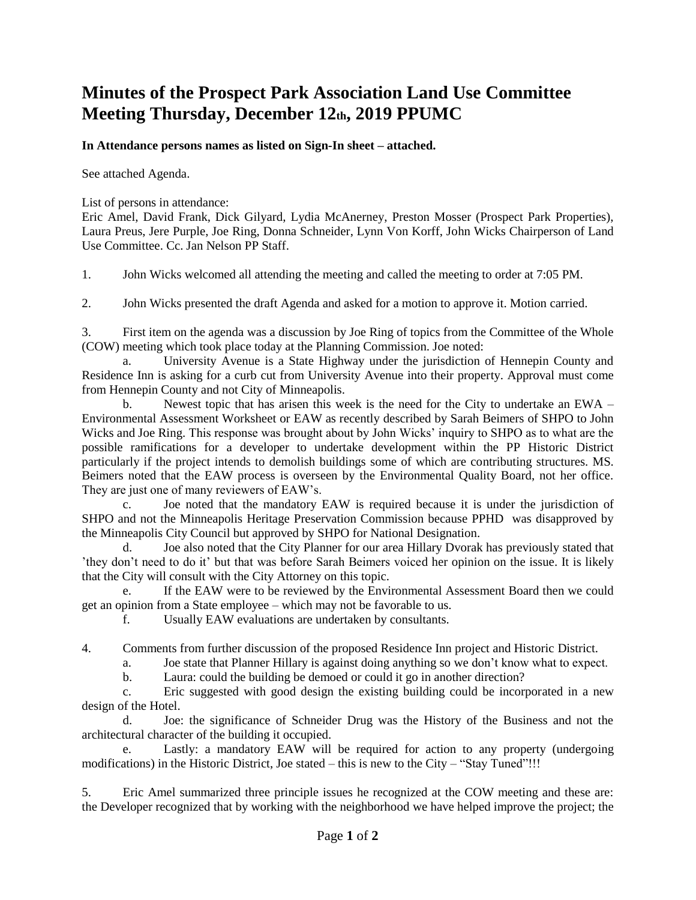# Minutes of the Prospect Park Association Land Use Committee Meeting Thursday, December 12th, 2019 PPUMC

**In Attendance persons names as listed on Sign-In sheet – attached.**

See attached Agenda.

List of persons in attendance:
Eric Amel, David Frank, Dick Gilyard, Lydia McAnerney, Preston Mosser (Prospect Park Properties), Laura Preus, Jere Purple, Joe Ring, Donna Schneider, Lynn Von Korff, John Wicks Chairperson of Land Use Committee. Cc. Jan Nelson PP Staff.

1. John Wicks welcomed all attending the meeting and called the meeting to order at 7:05 PM.

2. John Wicks presented the draft Agenda and asked for a motion to approve it. Motion carried.

3. First item on the agenda was a discussion by Joe Ring of topics from the Committee of the Whole (COW) meeting which took place today at the Planning Commission. Joe noted:

   a. University Avenue is a State Highway under the jurisdiction of Hennepin County and Residence Inn is asking for a curb cut from University Avenue into their property. Approval must come from Hennepin County and not City of Minneapolis.

   b. Newest topic that has arisen this week is the need for the City to undertake an EWA – Environmental Assessment Worksheet or EAW as recently described by Sarah Beimers of SHPO to John Wicks and Joe Ring. This response was brought about by John Wicks' inquiry to SHPO as to what are the possible ramifications for a developer to undertake development within the PP Historic District particularly if the project intends to demolish buildings some of which are contributing structures. MS. Beimers noted that the EAW process is overseen by the Environmental Quality Board, not her office. They are just one of many reviewers of EAW's.

   c. Joe noted that the mandatory EAW is required because it is under the jurisdiction of SHPO and not the Minneapolis Heritage Preservation Commission because PPHD was disapproved by the Minneapolis City Council but approved by SHPO for National Designation.

   d. Joe also noted that the City Planner for our area Hillary Dvorak has previously stated that 'they don't need to do it' but that was before Sarah Beimers voiced her opinion on the issue. It is likely that the City will consult with the City Attorney on this topic.

   e. If the EAW were to be reviewed by the Environmental Assessment Board then we could get an opinion from a State employee – which may not be favorable to us.

   f. Usually EAW evaluations are undertaken by consultants.

4. Comments from further discussion of the proposed Residence Inn project and Historic District.

   a. Joe state that Planner Hillary is against doing anything so we don't know what to expect.

   b. Laura: could the building be demoed or could it go in another direction?

   c. Eric suggested with good design the existing building could be incorporated in a new design of the Hotel.

   d. Joe: the significance of Schneider Drug was the History of the Business and not the architectural character of the building it occupied.

   e. Lastly: a mandatory EAW will be required for action to any property (undergoing modifications) in the Historic District, Joe stated – this is new to the City – "Stay Tuned"!!!

5. Eric Amel summarized three principle issues he recognized at the COW meeting and these are: the Developer recognized that by working with the neighborhood we have helped improve the project; the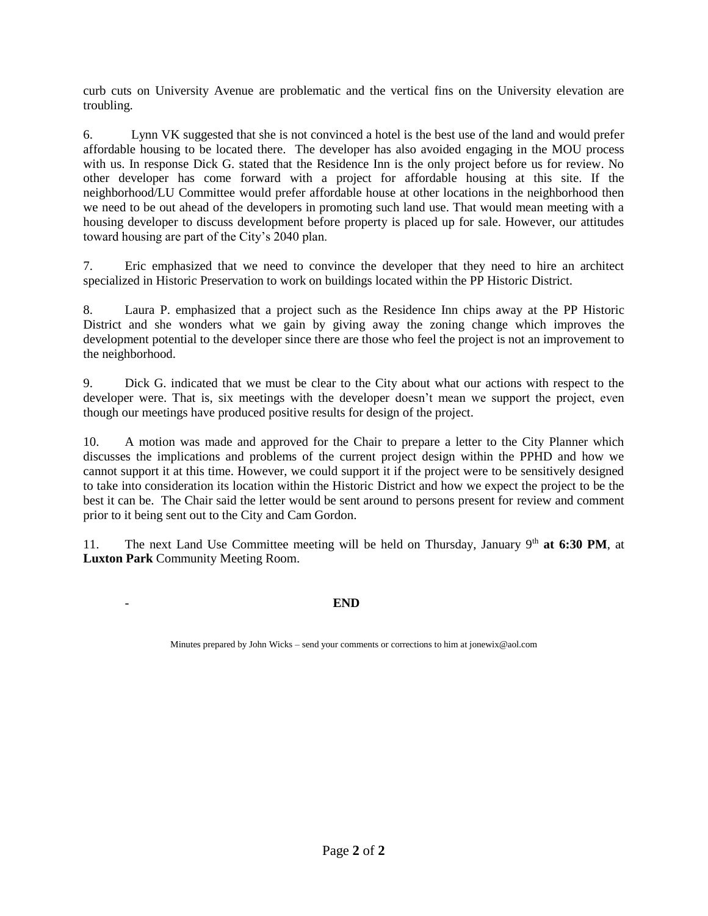curb cuts on University Avenue are problematic and the vertical fins on the University elevation are troubling.

6. Lynn VK suggested that she is not convinced a hotel is the best use of the land and would prefer affordable housing to be located there. The developer has also avoided engaging in the MOU process with us. In response Dick G. stated that the Residence Inn is the only project before us for review. No other developer has come forward with a project for affordable housing at this site. If the neighborhood/LU Committee would prefer affordable house at other locations in the neighborhood then we need to be out ahead of the developers in promoting such land use. That would mean meeting with a housing developer to discuss development before property is placed up for sale. However, our attitudes toward housing are part of the City's 2040 plan.

7. Eric emphasized that we need to convince the developer that they need to hire an architect specialized in Historic Preservation to work on buildings located within the PP Historic District.

8. Laura P. emphasized that a project such as the Residence Inn chips away at the PP Historic District and she wonders what we gain by giving away the zoning change which improves the development potential to the developer since there are those who feel the project is not an improvement to the neighborhood.

9. Dick G. indicated that we must be clear to the City about what our actions with respect to the developer were. That is, six meetings with the developer doesn't mean we support the project, even though our meetings have produced positive results for design of the project.

10. A motion was made and approved for the Chair to prepare a letter to the City Planner which discusses the implications and problems of the current project design within the PPHD and how we cannot support it at this time. However, we could support it if the project were to be sensitively designed to take into consideration its location within the Historic District and how we expect the project to be the best it can be. The Chair said the letter would be sent around to persons present for review and comment prior to it being sent out to the City and Cam Gordon.

11. The next Land Use Committee meeting will be held on Thursday, January 9th **at 6:30 PM**, at **Luxton Park** Community Meeting Room.

\- **END**

Minutes prepared by John Wicks – send your comments or corrections to him at jonewix@aol.com